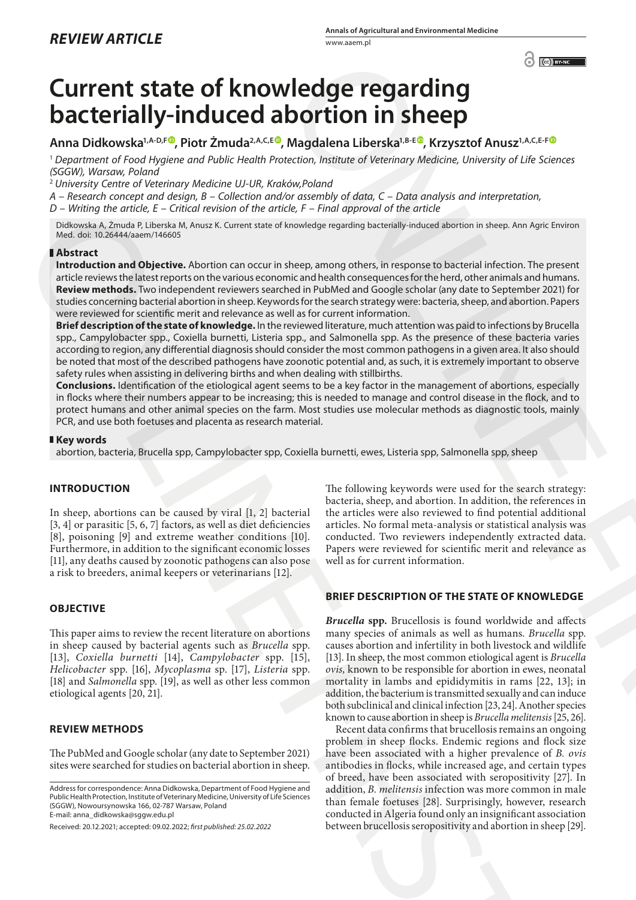*REVIEW ARTICLE*

# Current state of knowledge regarding bacterially-induced abortion in sheep

**Anna Didkowska[1,A-D,F], Piotr Żmuda[2,A,C,E], Magdalena Liberska[1,B-E], Krzysztof Anusz[1,A,C,E-F]**

[1] *Department of Food Hygiene and Public Health Protection, Institute of Veterinary Medicine, University of Life Sciences (SGGW), Warsaw, Poland*

[2] *University Centre of Veterinary Medicine UJ-UR, Kraków, Poland*

*A – Research concept and design, B – Collection and/or assembly of data, C – Data analysis and interpretation, D – Writing the article, E – Critical revision of the article, F – Final approval of the article*

Didkowska A, Żmuda P, Liberska M, Anusz K. Current state of knowledge regarding bacterially-induced abortion in sheep. Ann Agric Environ Med. doi: 10.26444/aaem/146605

## Abstract

**Introduction and Objective.** Abortion can occur in sheep, among others, in response to bacterial infection. The present article reviews the latest reports on the various economic and health consequences for the herd, other animals and humans.
**Review methods.** Two independent reviewers searched in PubMed and Google scholar (any date to September 2021) for studies concerning bacterial abortion in sheep. Keywords for the search strategy were: bacteria, sheep, and abortion. Papers were reviewed for scientific merit and relevance as well as for current information.
**Brief description of the state of knowledge.** In the reviewed literature, much attention was paid to infections by Brucella spp., Campylobacter spp., Coxiella burnetti, Listeria spp., and Salmonella spp. As the presence of these bacteria varies according to region, any differential diagnosis should consider the most common pathogens in a given area. It also should be noted that most of the described pathogens have zoonotic potential and, as such, it is extremely important to observe safety rules when assisting in delivering births and when dealing with stillbirths.
**Conclusions.** Identification of the etiological agent seems to be a key factor in the management of abortions, especially in flocks where their numbers appear to be increasing; this is needed to manage and control disease in the flock, and to protect humans and other animal species on the farm. Most studies use molecular methods as diagnostic tools, mainly PCR, and use both foetuses and placenta as research material.

## Key words

abortion, bacteria, Brucella spp, Campylobacter spp, Coxiella burnetti, ewes, Listeria spp, Salmonella spp, sheep

## INTRODUCTION

In sheep, abortions can be caused by viral [1, 2] bacterial [3, 4] or parasitic [5, 6, 7] factors, as well as diet deficiencies [8], poisoning [9] and extreme weather conditions [10]. Furthermore, in addition to the significant economic losses [11], any deaths caused by zoonotic pathogens can also pose a risk to breeders, animal keepers or veterinarians [12].

## OBJECTIVE

This paper aims to review the recent literature on abortions in sheep caused by bacterial agents such as *Brucella* spp. [13], *Coxiella burnetti* [14], *Campylobacter* spp. [15], *Helicobacter* spp. [16], *Mycoplasma* sp. [17], *Listeria* spp. [18] and *Salmonella* spp. [19], as well as other less common etiological agents [20, 21].

## REVIEW METHODS

The PubMed and Google scholar (any date to September 2021) sites were searched for studies on bacterial abortion in sheep. The following keywords were used for the search strategy: bacteria, sheep, and abortion. In addition, the references in the articles were also reviewed to find potential additional articles. No formal meta-analysis or statistical analysis was conducted. Two reviewers independently extracted data. Papers were reviewed for scientific merit and relevance as well as for current information.

## BRIEF DESCRIPTION OF THE STATE OF KNOWLEDGE

***Brucella* spp.** Brucellosis is found worldwide and affects many species of animals as well as humans. *Brucella* spp. causes abortion and infertility in both livestock and wildlife [13]. In sheep, the most common etiological agent is *Brucella ovis*, known to be responsible for abortion in ewes, neonatal mortality in lambs and epididymitis in rams [22, 13]; in addition, the bacterium is transmitted sexually and can induce both subclinical and clinical infection [23, 24]. Another species known to cause abortion in sheep is *Brucella melitensis* [25, 26].

Recent data confirms that brucellosis remains an ongoing problem in sheep flocks. Endemic regions and flock size have been associated with a higher prevalence of *B. ovis* antibodies in flocks, while increased age, and certain types of breed, have been associated with seropositivity [27]. In addition, *B. melitensis* infection was more common in male than female foetuses [28]. Surprisingly, however, research conducted in Algeria found only an insignificant association between brucellosis seropositivity and abortion in sheep [29].

Address for correspondence: Anna Didkowska, Department of Food Hygiene and Public Health Protection, Institute of Veterinary Medicine, University of Life Sciences (SGGW), Nowoursynowska 166, 02-787 Warsaw, Poland
E-mail: anna_didkowska@sggw.edu.pl

Received: 20.12.2021; accepted: 09.02.2022; *first published: 25.02.2022*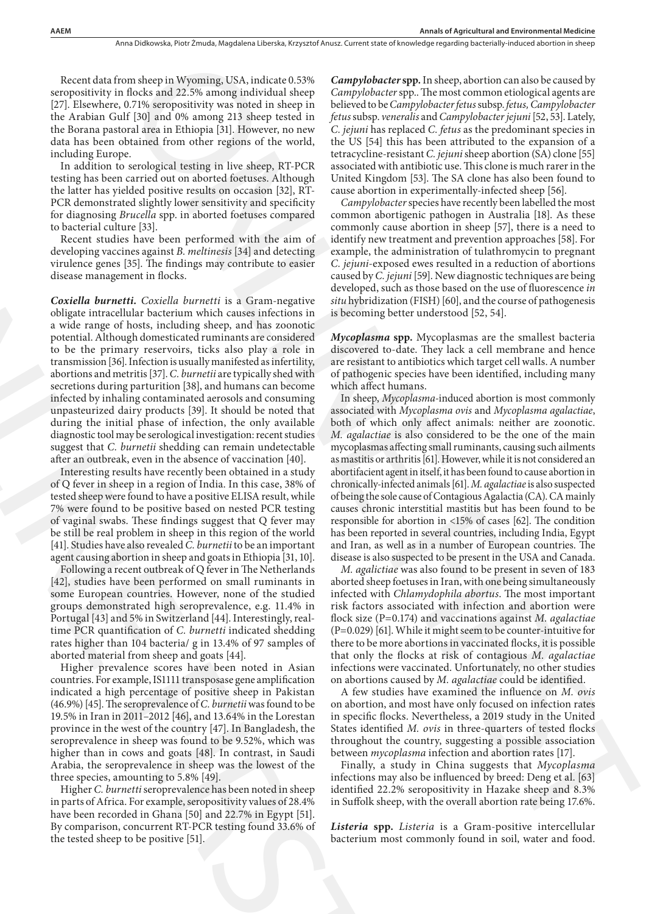Recent data from sheep in Wyoming, USA, indicate 0.53% seropositivity in flocks and 22.5% among individual sheep [27]. Elsewhere, 0.71% seropositivity was noted in sheep in the Arabian Gulf [30] and 0% among 213 sheep tested in the Borana pastoral area in Ethiopia [31]. However, no new data has been obtained from other regions of the world, including Europe.

In addition to serological testing in live sheep, RT-PCR testing has been carried out on aborted foetuses. Although the latter has yielded positive results on occasion [32], RT-PCR demonstrated slightly lower sensitivity and specificity for diagnosing *Brucella* spp. in aborted foetuses compared to bacterial culture [33].

Recent studies have been performed with the aim of developing vaccines against *B. meltinesis* [34] and detecting virulence genes [35]. The findings may contribute to easier disease management in flocks.

***Coxiella burnetti.*** *Coxiella burnetti* is a Gram-negative obligate intracellular bacterium which causes infections in a wide range of hosts, including sheep, and has zoonotic potential. Although domesticated ruminants are considered to be the primary reservoirs, ticks also play a role in transmission [36]. Infection is usually manifested as infertility, abortions and metritis [37]. *C. burnetii* are typically shed with secretions during parturition [38], and humans can become infected by inhaling contaminated aerosols and consuming unpasteurized dairy products [39]. It should be noted that during the initial phase of infection, the only available diagnostic tool may be serological investigation: recent studies suggest that *C. burnetii* shedding can remain undetectable after an outbreak, even in the absence of vaccination [40].

Interesting results have recently been obtained in a study of Q fever in sheep in a region of India. In this case, 38% of tested sheep were found to have a positive ELISA result, while 7% were found to be positive based on nested PCR testing of vaginal swabs. These findings suggest that Q fever may be still be real problem in sheep in this region of the world [41]. Studies have also revealed *C. burnetii* to be an important agent causing abortion in sheep and goats in Ethiopia [31, 10].

Following a recent outbreak of Q fever in The Netherlands [42], studies have been performed on small ruminants in some European countries. However, none of the studied groups demonstrated high seroprevalence, e.g. 11.4% in Portugal [43] and 5% in Switzerland [44]. Interestingly, real-time PCR quantification of *C. burnetti* indicated shedding rates higher than 104 bacteria/ g in 13.4% of 97 samples of aborted material from sheep and goats [44].

Higher prevalence scores have been noted in Asian countries. For example, IS1111 transposase gene amplification indicated a high percentage of positive sheep in Pakistan (46.9%) [45]. The seroprevalence of *C. burnetii* was found to be 19.5% in Iran in 2011–2012 [46], and 13.64% in the Lorestan province in the west of the country [47]. In Bangladesh, the seroprevalence in sheep was found to be 9.52%, which was higher than in cows and goats [48]. In contrast, in Saudi Arabia, the seroprevalence in sheep was the lowest of the three species, amounting to 5.8% [49].

Higher *C. burnetti* seroprevalence has been noted in sheep in parts of Africa. For example, seropositivity values of 28.4% have been recorded in Ghana [50] and 22.7% in Egypt [51]. By comparison, concurrent RT-PCR testing found 33.6% of the tested sheep to be positive [51].

***Campylobacter* spp.** In sheep, abortion can also be caused by *Campylobacter* spp.. The most common etiological agents are believed to be *Campylobacter fetus* subsp. *fetus, Campylobacter fetus* subsp. *veneralis* and *Campylobacter jejuni* [52, 53]. Lately, *C. jejuni* has replaced *C. fetus* as the predominant species in the US [54] this has been attributed to the expansion of a tetracycline-resistant *C. jejuni* sheep abortion (SA) clone [55] associated with antibiotic use. This clone is much rarer in the United Kingdom [53]. The SA clone has also been found to cause abortion in experimentally-infected sheep [56].

*Campylobacter* species have recently been labelled the most common abortigenic pathogen in Australia [18]. As these commonly cause abortion in sheep [57], there is a need to identify new treatment and prevention approaches [58]. For example, the administration of tulathromycin to pregnant *C. jejuni*-exposed ewes resulted in a reduction of abortions caused by *C. jejuni* [59]. New diagnostic techniques are being developed, such as those based on the use of fluorescence *in situ* hybridization (FISH) [60], and the course of pathogenesis is becoming better understood [52, 54].

***Mycoplasma* spp.** Mycoplasmas are the smallest bacteria discovered to-date. They lack a cell membrane and hence are resistant to antibiotics which target cell walls. A number of pathogenic species have been identified, including many which affect humans.

In sheep, *Mycoplasma*-induced abortion is most commonly associated with *Mycoplasma ovis* and *Mycoplasma agalactiae*, both of which only affect animals: neither are zoonotic. *M. agalactiae* is also considered to be the one of the main mycoplasmas affecting small ruminants, causing such ailments as mastitis or arthritis [61]. However, while it is not considered an abortifacient agent in itself, it has been found to cause abortion in chronically-infected animals [61]. *M. agalactiae* is also suspected of being the sole cause of Contagious Agalactia (CA). CA mainly causes chronic interstitial mastitis but has been found to be responsible for abortion in <15% of cases [62]. The condition has been reported in several countries, including India, Egypt and Iran, as well as in a number of European countries. The disease is also suspected to be present in the USA and Canada.

*M. agalictiae* was also found to be present in seven of 183 aborted sheep foetuses in Iran, with one being simultaneously infected with *Chlamydophila abortus*. The most important risk factors associated with infection and abortion were flock size (P=0.174) and vaccinations against *M. agalactiae* (P=0.029) [61]. While it might seem to be counter-intuitive for there to be more abortions in vaccinated flocks, it is possible that only the flocks at risk of contagious *M. agalactiae* infections were vaccinated. Unfortunately, no other studies on abortions caused by *M. agalactiae* could be identified.

A few studies have examined the influence on *M. ovis* on abortion, and most have only focused on infection rates in specific flocks. Nevertheless, a 2019 study in the United States identified *M. ovis* in three-quarters of tested flocks throughout the country, suggesting a possible association between *mycoplasma* infection and abortion rates [17].

Finally, a study in China suggests that *Mycoplasma* infections may also be influenced by breed: Deng et al. [63] identified 22.2% seropositivity in Hazake sheep and 8.3% in Suffolk sheep, with the overall abortion rate being 17.6%.

***Listeria* spp.** *Listeria* is a Gram-positive intercellular bacterium most commonly found in soil, water and food.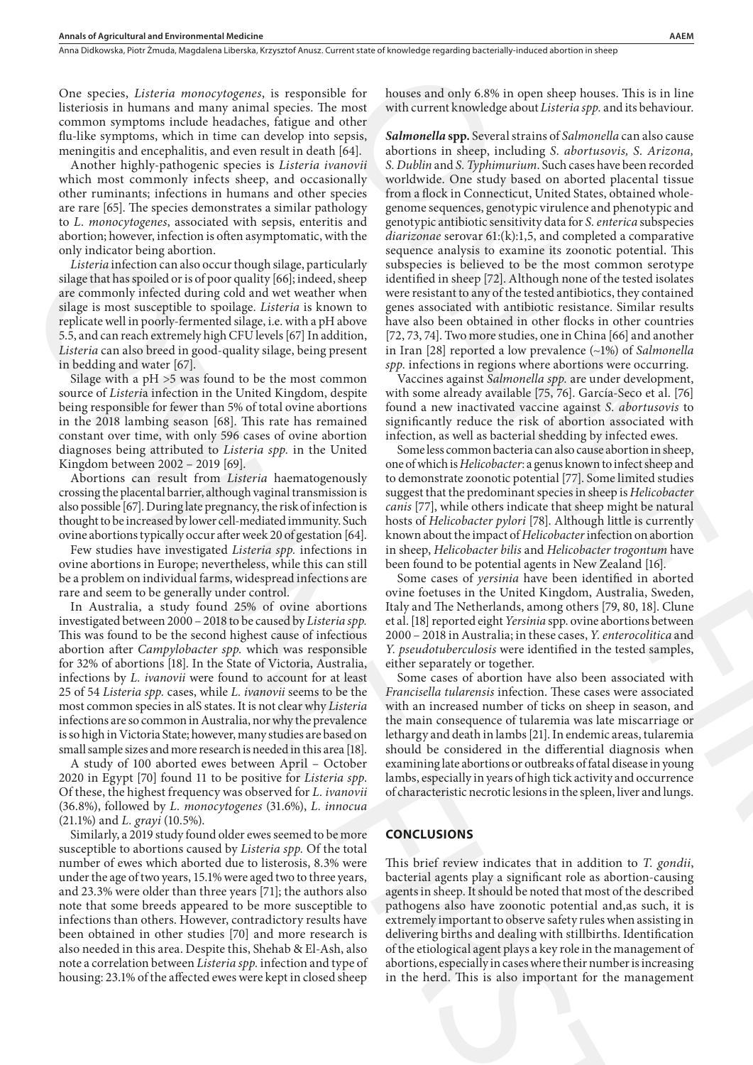One species, *Listeria monocytogenes*, is responsible for listeriosis in humans and many animal species. The most common symptoms include headaches, fatigue and other flu-like symptoms, which in time can develop into sepsis, meningitis and encephalitis, and even result in death [64].

Another highly-pathogenic species is *Listeria ivanovii* which most commonly infects sheep, and occasionally other ruminants; infections in humans and other species are rare [65]. The species demonstrates a similar pathology to *L. monocytogenes*, associated with sepsis, enteritis and abortion; however, infection is often asymptomatic, with the only indicator being abortion.

*Listeria* infection can also occur though silage, particularly silage that has spoiled or is of poor quality [66]; indeed, sheep are commonly infected during cold and wet weather when silage is most susceptible to spoilage. *Listeria* is known to replicate well in poorly-fermented silage, i.e. with a pH above 5.5, and can reach extremely high CFU levels [67] In addition, *Listeria* can also breed in good-quality silage, being present in bedding and water [67].

Silage with a pH >5 was found to be the most common source of *Listeria* infection in the United Kingdom, despite being responsible for fewer than 5% of total ovine abortions in the 2018 lambing season [68]. This rate has remained constant over time, with only 596 cases of ovine abortion diagnoses being attributed to *Listeria spp.* in the United Kingdom between 2002 – 2019 [69].

Abortions can result from *Listeria* haematogenously crossing the placental barrier, although vaginal transmission is also possible [67]. During late pregnancy, the risk of infection is thought to be increased by lower cell-mediated immunity. Such ovine abortions typically occur after week 20 of gestation [64].

Few studies have investigated *Listeria spp.* infections in ovine abortions in Europe; nevertheless, while this can still be a problem on individual farms, widespread infections are rare and seem to be generally under control.

In Australia, a study found 25% of ovine abortions investigated between 2000 – 2018 to be caused by *Listeria spp.* This was found to be the second highest cause of infectious abortion after *Campylobacter spp.* which was responsible for 32% of abortions [18]. In the State of Victoria, Australia, infections by *L. ivanovii* were found to account for at least 25 of 54 *Listeria spp.* cases, while *L. ivanovii* seems to be the most common species in alS states. It is not clear why *Listeria* infections are so common in Australia, nor why the prevalence is so high in Victoria State; however, many studies are based on small sample sizes and more research is needed in this area [18].

A study of 100 aborted ewes between April – October 2020 in Egypt [70] found 11 to be positive for *Listeria spp*. Of these, the highest frequency was observed for *L. ivanovii* (36.8%), followed by *L. monocytogenes* (31.6%), *L. innocua* (21.1%) and *L. grayi* (10.5%).

Similarly, a 2019 study found older ewes seemed to be more susceptible to abortions caused by *Listeria spp.* Of the total number of ewes which aborted due to listerosis, 8.3% were under the age of two years, 15.1% were aged two to three years, and 23.3% were older than three years [71]; the authors also note that some breeds appeared to be more susceptible to infections than others. However, contradictory results have been obtained in other studies [70] and more research is also needed in this area. Despite this, Shehab & El-Ash, also note a correlation between *Listeria spp.* infection and type of housing: 23.1% of the affected ewes were kept in closed sheep houses and only 6.8% in open sheep houses. This is in line with current knowledge about *Listeria spp.* and its behaviour.

***Salmonella* spp.** Several strains of *Salmonella* can also cause abortions in sheep, including *S. abortusovis, S. Arizona, S. Dublin* and *S. Typhimurium*. Such cases have been recorded worldwide. One study based on aborted placental tissue from a flock in Connecticut, United States, obtained whole-genome sequences, genotypic virulence and phenotypic and genotypic antibiotic sensitivity data for *S. enterica* subspecies *diarizonae* serovar 61:(k):1,5, and completed a comparative sequence analysis to examine its zoonotic potential. This subspecies is believed to be the most common serotype identified in sheep [72]. Although none of the tested isolates were resistant to any of the tested antibiotics, they contained genes associated with antibiotic resistance. Similar results have also been obtained in other flocks in other countries [72, 73, 74]. Two more studies, one in China [66] and another in Iran [28] reported a low prevalence (~1%) of *Salmonella spp.* infections in regions where abortions were occurring.

Vaccines against *Salmonella spp.* are under development, with some already available [75, 76]. García-Seco et al. [76] found a new inactivated vaccine against *S. abortusovis* to significantly reduce the risk of abortion associated with infection, as well as bacterial shedding by infected ewes.

Some less common bacteria can also cause abortion in sheep, one of which is *Helicobacter*: a genus known to infect sheep and to demonstrate zoonotic potential [77]. Some limited studies suggest that the predominant species in sheep is *Helicobacter canis* [77], while others indicate that sheep might be natural hosts of *Helicobacter pylori* [78]. Although little is currently known about the impact of *Helicobacter* infection on abortion in sheep, *Helicobacter bilis* and *Helicobacter trogontum* have been found to be potential agents in New Zealand [16].

Some cases of *yersinia* have been identified in aborted ovine foetuses in the United Kingdom, Australia, Sweden, Italy and The Netherlands, among others [79, 80, 18]. Clune et al. [18] reported eight *Yersinia* spp. ovine abortions between 2000 – 2018 in Australia; in these cases, *Y. enterocolitica* and *Y. pseudotuberculosis* were identified in the tested samples, either separately or together.

Some cases of abortion have also been associated with *Francisella tularensis* infection. These cases were associated with an increased number of ticks on sheep in season, and the main consequence of tularemia was late miscarriage or lethargy and death in lambs [21]. In endemic areas, tularemia should be considered in the differential diagnosis when examining late abortions or outbreaks of fatal disease in young lambs, especially in years of high tick activity and occurrence of characteristic necrotic lesions in the spleen, liver and lungs.

## CONCLUSIONS

This brief review indicates that in addition to *T. gondii*, bacterial agents play a significant role as abortion-causing agents in sheep. It should be noted that most of the described pathogens also have zoonotic potential and,as such, it is extremely important to observe safety rules when assisting in delivering births and dealing with stillbirths. Identification of the etiological agent plays a key role in the management of abortions, especially in cases where their number is increasing in the herd. This is also important for the management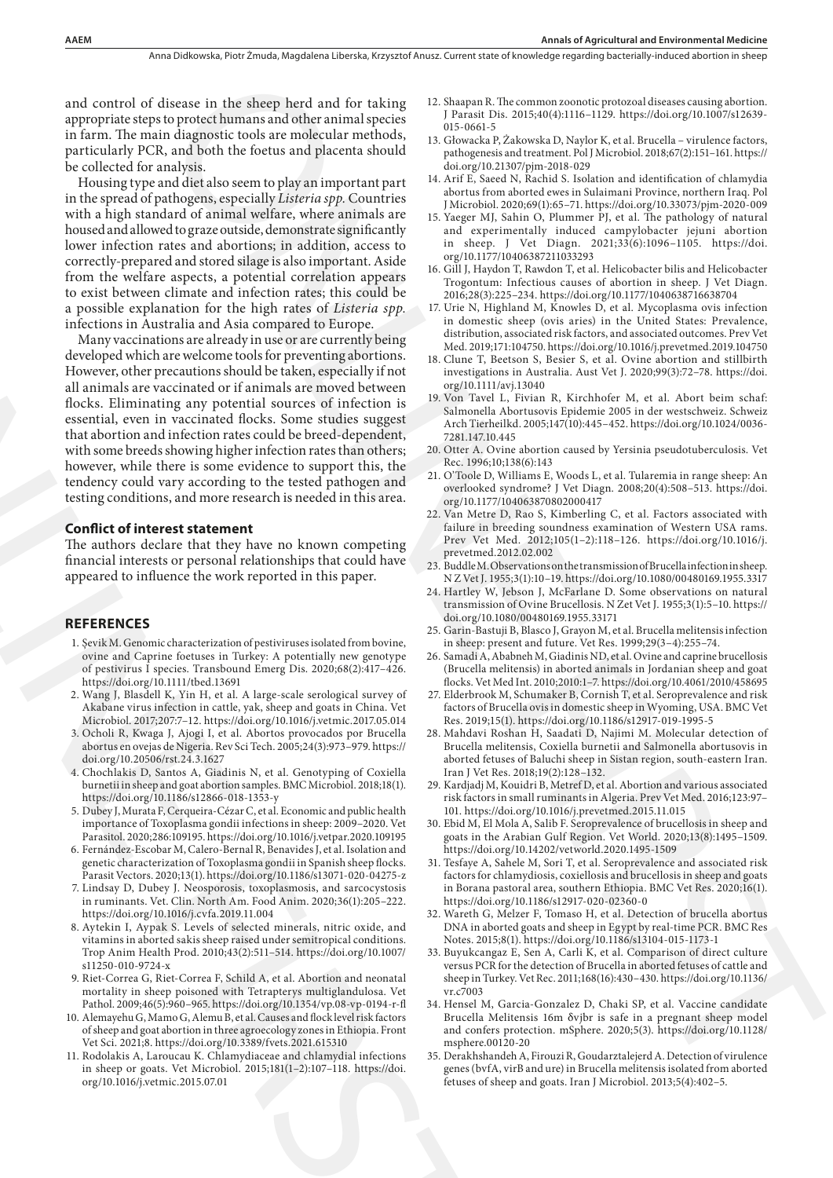and control of disease in the sheep herd and for taking appropriate steps to protect humans and other animal species in farm. The main diagnostic tools are molecular methods, particularly PCR, and both the foetus and placenta should be collected for analysis.

Housing type and diet also seem to play an important part in the spread of pathogens, especially *Listeria spp.* Countries with a high standard of animal welfare, where animals are housed and allowed to graze outside, demonstrate significantly lower infection rates and abortions; in addition, access to correctly-prepared and stored silage is also important. Aside from the welfare aspects, a potential correlation appears to exist between climate and infection rates; this could be a possible explanation for the high rates of *Listeria spp.* infections in Australia and Asia compared to Europe.

Many vaccinations are already in use or are currently being developed which are welcome tools for preventing abortions. However, other precautions should be taken, especially if not all animals are vaccinated or if animals are moved between flocks. Eliminating any potential sources of infection is essential, even in vaccinated flocks. Some studies suggest that abortion and infection rates could be breed-dependent, with some breeds showing higher infection rates than others; however, while there is some evidence to support this, the tendency could vary according to the tested pathogen and testing conditions, and more research is needed in this area.

## Conflict of interest statement

The authors declare that they have no known competing financial interests or personal relationships that could have appeared to influence the work reported in this paper.

## REFERENCES

1. Şevik M. Genomic characterization of pestiviruses isolated from bovine, ovine and Caprine foetuses in Turkey: A potentially new genotype of pestivirus I species. Transbound Emerg Dis. 2020;68(2):417–426. https://doi.org/10.1111/tbed.13691
2. Wang J, Blasdell K, Yin H, et al. A large-scale serological survey of Akabane virus infection in cattle, yak, sheep and goats in China. Vet Microbiol. 2017;207:7–12. https://doi.org/10.1016/j.vetmic.2017.05.014
3. Ocholi R, Kwaga J, Ajogi I, et al. Abortos provocados por Brucella abortus en ovejas de Nigeria. Rev Sci Tech. 2005;24(3):973–979. https://doi.org/10.20506/rst.24.3.1627
4. Chochlakis D, Santos A, Giadinis N, et al. Genotyping of Coxiella burnetii in sheep and goat abortion samples. BMC Microbiol. 2018;18(1). https://doi.org/10.1186/s12866-018-1353-y
5. Dubey J, Murata F, Cerqueira-Cézar C, et al. Economic and public health importance of Toxoplasma gondii infections in sheep: 2009–2020. Vet Parasitol. 2020;286:109195. https://doi.org/10.1016/j.vetpar.2020.109195
6. Fernández-Escobar M, Calero-Bernal R, Benavides J, et al. Isolation and genetic characterization of Toxoplasma gondii in Spanish sheep flocks. Parasit Vectors. 2020;13(1). https://doi.org/10.1186/s13071-020-04275-z
7. Lindsay D, Dubey J. Neosporosis, toxoplasmosis, and sarcocystosis in ruminants. Vet. Clin. North Am. Food Anim. 2020;36(1):205–222. https://doi.org/10.1016/j.cvfa.2019.11.004
8. Aytekin I, Aypak S. Levels of selected minerals, nitric oxide, and vitamins in aborted sakis sheep raised under semitropical conditions. Trop Anim Health Prod. 2010;43(2):511–514. https://doi.org/10.1007/s11250-010-9724-x
9. Riet-Correa G, Riet-Correa F, Schild A, et al. Abortion and neonatal mortality in sheep poisoned with Tetrapterys multiglandulosa. Vet Pathol. 2009;46(5):960–965. https://doi.org/10.1354/vp.08-vp-0194-r-fl
10. Alemayehu G, Mamo G, Alemu B, et al. Causes and flock level risk factors of sheep and goat abortion in three agroecology zones in Ethiopia. Front Vet Sci. 2021;8. https://doi.org/10.3389/fvets.2021.615310
11. Rodolakis A, Laroucau K. Chlamydiaceae and chlamydial infections in sheep or goats. Vet Microbiol. 2015;181(1–2):107–118. https://doi.org/10.1016/j.vetmic.2015.07.01
12. Shaapan R. The common zoonotic protozoal diseases causing abortion. J Parasit Dis. 2015;40(4):1116–1129. https://doi.org/10.1007/s12639-015-0661-5
13. Głowacka P, Żakowska D, Naylor K, et al. Brucella – virulence factors, pathogenesis and treatment. Pol J Microbiol. 2018;67(2):151–161. https://doi.org/10.21307/pjm-2018-029
14. Arif E, Saeed N, Rachid S. Isolation and identification of chlamydia abortus from aborted ewes in Sulaimani Province, northern Iraq. Pol J Microbiol. 2020;69(1):65–71. https://doi.org/10.33073/pjm-2020-009
15. Yaeger MJ, Sahin O, Plummer PJ, et al. The pathology of natural and experimentally induced campylobacter jejuni abortion in sheep. J Vet Diagn. 2021;33(6):1096–1105. https://doi.org/10.1177/10406387211033293
16. Gill J, Haydon T, Rawdon T, et al. Helicobacter bilis and Helicobacter Trogontum: Infectious causes of abortion in sheep. J Vet Diagn. 2016;28(3):225–234. https://doi.org/10.1177/1040638716638704
17. Urie N, Highland M, Knowles D, et al. Mycoplasma ovis infection in domestic sheep (ovis aries) in the United States: Prevalence, distribution, associated risk factors, and associated outcomes. Prev Vet Med. 2019;171:104750. https://doi.org/10.1016/j.prevetmed.2019.104750
18. Clune T, Beetson S, Besier S, et al. Ovine abortion and stillbirth investigations in Australia. Aust Vet J. 2020;99(3):72–78. https://doi.org/10.1111/avj.13040
19. Von Tavel L, Fivian R, Kirchhofer M, et al. Abort beim schaf: Salmonella Abortusovis Epidemie 2005 in der westschweiz. Schweiz Arch Tierheilkd. 2005;147(10):445–452. https://doi.org/10.1024/0036-7281.147.10.445
20. Otter A. Ovine abortion caused by Yersinia pseudotuberculosis. Vet Rec. 1996;10;138(6):143
21. O'Toole D, Williams E, Woods L, et al. Tularemia in range sheep: An overlooked syndrome? J Vet Diagn. 2008;20(4):508–513. https://doi.org/10.1177/104063870802000417
22. Van Metre D, Rao S, Kimberling C, et al. Factors associated with failure in breeding soundness examination of Western USA rams. Prev Vet Med. 2012;105(1–2):118–126. https://doi.org/10.1016/j.prevetmed.2012.02.002
23. Buddle M. Observations on the transmission of Brucella infection in sheep. N Z Vet J. 1955;3(1):10–19. https://doi.org/10.1080/00480169.1955.3317
24. Hartley W, Jebson J, McFarlane D. Some observations on natural transmission of Ovine Brucellosis. N Zet Vet J. 1955;3(1):5–10. https://doi.org/10.1080/00480169.1955.33171
25. Garin-Bastuji B, Blasco J, Grayon M, et al. Brucella melitensis infection in sheep: present and future. Vet Res. 1999;29(3–4):255–74.
26. Samadi A, Ababneh M, Giadinis ND, et al. Ovine and caprine brucellosis (Brucella melitensis) in aborted animals in Jordanian sheep and goat flocks. Vet Med Int. 2010;2010:1–7. https://doi.org/10.4061/2010/458695
27. Elderbrook M, Schumaker B, Cornish T, et al. Seroprevalence and risk factors of Brucella ovis in domestic sheep in Wyoming, USA. BMC Vet Res. 2019;15(1). https://doi.org/10.1186/s12917-019-1995-5
28. Mahdavi Roshan H, Saadati D, Najimi M. Molecular detection of Brucella melitensis, Coxiella burnetii and Salmonella abortusovis in aborted fetuses of Baluchi sheep in Sistan region, south-eastern Iran. Iran J Vet Res. 2018;19(2):128–132.
29. Kardjadj M, Kouidri B, Metref D, et al. Abortion and various associated risk factors in small ruminants in Algeria. Prev Vet Med. 2016;123:97–101. https://doi.org/10.1016/j.prevetmed.2015.11.015
30. Ebid M, El Mola A, Salib F. Seroprevalence of brucellosis in sheep and goats in the Arabian Gulf Region. Vet World. 2020;13(8):1495–1509. https://doi.org/10.14202/vetworld.2020.1495-1509
31. Tesfaye A, Sahele M, Sori T, et al. Seroprevalence and associated risk factors for chlamydiosis, coxiellosis and brucellosis in sheep and goats in Borana pastoral area, southern Ethiopia. BMC Vet Res. 2020;16(1). https://doi.org/10.1186/s12917-020-02360-0
32. Wareth G, Melzer F, Tomaso H, et al. Detection of brucella abortus DNA in aborted goats and sheep in Egypt by real-time PCR. BMC Res Notes. 2015;8(1). https://doi.org/10.1186/s13104-015-1173-1
33. Buyukcangaz E, Sen A, Carli K, et al. Comparison of direct culture versus PCR for the detection of Brucella in aborted fetuses of cattle and sheep in Turkey. Vet Rec. 2011;168(16):430–430. https://doi.org/10.1136/vr.c7003
34. Hensel M, Garcia-Gonzalez D, Chaki SP, et al. Vaccine candidate Brucella Melitensis 16m δvjbr is safe in a pregnant sheep model and confers protection. mSphere. 2020;5(3). https://doi.org/10.1128/msphere.00120-20
35. Derakhshandeh A, Firouzi R, Goudarztalejerd A. Detection of virulence genes (bvfA, virB and ure) in Brucella melitensis isolated from aborted fetuses of sheep and goats. Iran J Microbiol. 2013;5(4):402–5.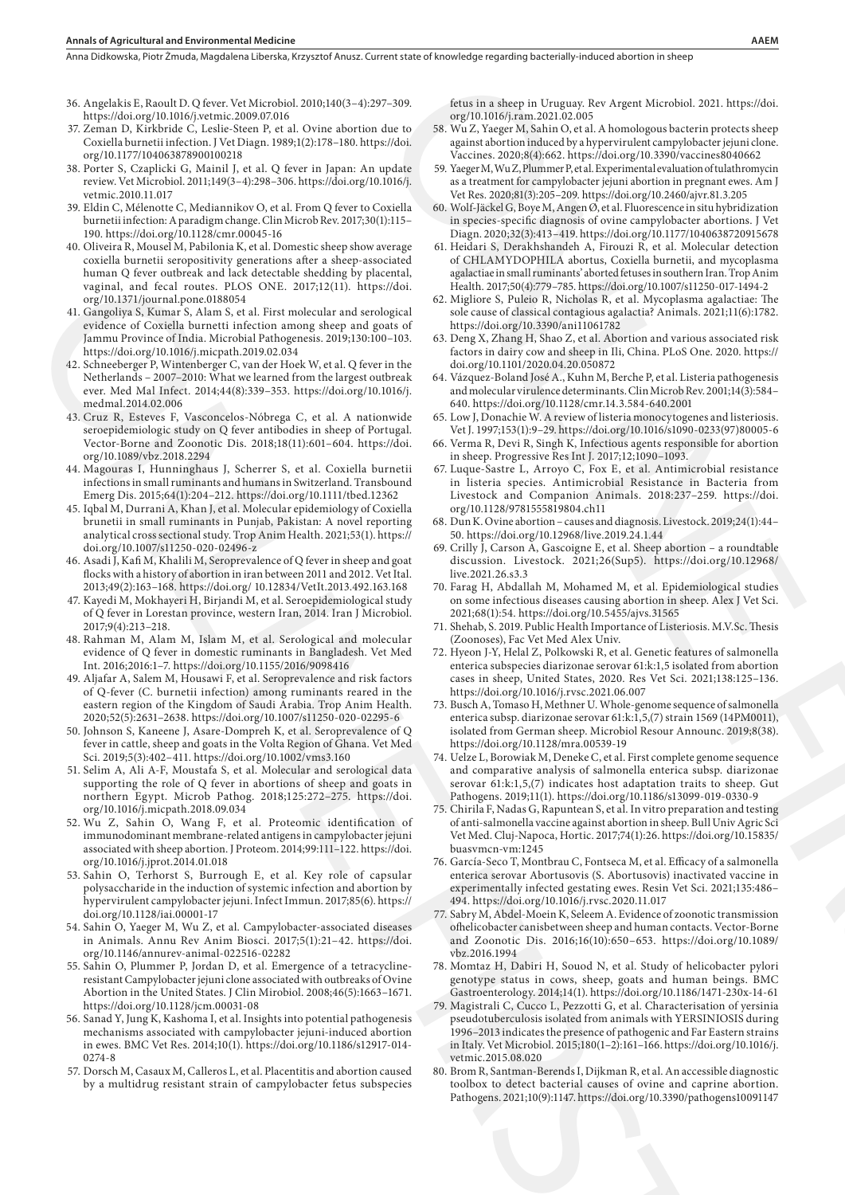36. Angelakis E, Raoult D. Q fever. Vet Microbiol. 2010;140(3–4):297–309. https://doi.org/10.1016/j.vetmic.2009.07.016
37. Zeman D, Kirkbride C, Leslie-Steen P, et al. Ovine abortion due to Coxiella burnetii infection. J Vet Diagn. 1989;1(2):178–180. https://doi.org/10.1177/104063878900100218
38. Porter S, Czaplicki G, Mainil J, et al. Q fever in Japan: An update review. Vet Microbiol. 2011;149(3–4):298–306. https://doi.org/10.1016/j.vetmic.2010.11.017
39. Eldin C, Mélenotte C, Mediannikov O, et al. From Q fever to Coxiella burnetii infection: A paradigm change. Clin Microb Rev. 2017;30(1):115–190. https://doi.org/10.1128/cmr.00045-16
40. Oliveira R, Mousel M, Pabilonia K, et al. Domestic sheep show average coxiella burnetii seropositivity generations after a sheep-associated human Q fever outbreak and lack detectable shedding by placental, vaginal, and fecal routes. PLOS ONE. 2017;12(11). https://doi.org/10.1371/journal.pone.0188054
41. Gangoliya S, Kumar S, Alam S, et al. First molecular and serological evidence of Coxiella burnetti infection among sheep and goats of Jammu Province of India. Microbial Pathogenesis. 2019;130:100–103. https://doi.org/10.1016/j.micpath.2019.02.034
42. Schneeberger P, Wintenberger C, van der Hoek W, et al. Q fever in the Netherlands – 2007–2010: What we learned from the largest outbreak ever. Med Mal Infect. 2014;44(8):339–353. https://doi.org/10.1016/j.medmal.2014.02.006
43. Cruz R, Esteves F, Vasconcelos-Nóbrega C, et al. A nationwide seroepidemiologic study on Q fever antibodies in sheep of Portugal. Vector-Borne and Zoonotic Dis. 2018;18(11):601–604. https://doi.org/10.1089/vbz.2018.2294
44. Magouras I, Hunninghaus J, Scherrer S, et al. Coxiella burnetii infections in small ruminants and humans in Switzerland. Transbound Emerg Dis. 2015;64(1):204–212. https://doi.org/10.1111/tbed.12362
45. Iqbal M, Durrani A, Khan J, et al. Molecular epidemiology of Coxiella brunetii in small ruminants in Punjab, Pakistan: A novel reporting analytical cross sectional study. Trop Anim Health. 2021;53(1). https://doi.org/10.1007/s11250-020-02496-z
46. Asadi J, Kafi M, Khalili M, Seroprevalence of Q fever in sheep and goat flocks with a history of abortion in iran between 2011 and 2012. Vet Ital. 2013;49(2):163–168. https://doi.org/ 10.12834/VetIt.2013.492.163.168
47. Kayedi M, Mokhayeri H, Birjandi M, et al. Seroepidemiological study of Q fever in Lorestan province, western Iran, 2014. Iran J Microbiol. 2017;9(4):213–218.
48. Rahman M, Alam M, Islam M, et al. Serological and molecular evidence of Q fever in domestic ruminants in Bangladesh. Vet Med Int. 2016;2016:1–7. https://doi.org/10.1155/2016/9098416
49. Aljafar A, Salem M, Housawi F, et al. Seroprevalence and risk factors of Q-fever (C. burnetii infection) among ruminants reared in the eastern region of the Kingdom of Saudi Arabia. Trop Anim Health. 2020;52(5):2631–2638. https://doi.org/10.1007/s11250-020-02295-6
50. Johnson S, Kaneene J, Asare-Dompreh K, et al. Seroprevalence of Q fever in cattle, sheep and goats in the Volta Region of Ghana. Vet Med Sci. 2019;5(3):402–411. https://doi.org/10.1002/vms3.160
51. Selim A, Ali A-F, Moustafa S, et al. Molecular and serological data supporting the role of Q fever in abortions of sheep and goats in northern Egypt. Microb Pathog. 2018;125:272–275. https://doi.org/10.1016/j.micpath.2018.09.034
52. Wu Z, Sahin O, Wang F, et al. Proteomic identification of immunodominant membrane-related antigens in campylobacter jejuni associated with sheep abortion. J Proteom. 2014;99:111–122. https://doi.org/10.1016/j.jprot.2014.01.018
53. Sahin O, Terhorst S, Burrough E, et al. Key role of capsular polysaccharide in the induction of systemic infection and abortion by hypervirulent campylobacter jejuni. Infect Immun. 2017;85(6). https://doi.org/10.1128/iai.00001-17
54. Sahin O, Yaeger M, Wu Z, et al. Campylobacter-associated diseases in Animals. Annu Rev Anim Biosci. 2017;5(1):21–42. https://doi.org/10.1146/annurev-animal-022516-022826
55. Sahin O, Plummer P, Jordan D, et al. Emergence of a tetracycline-resistant Campylobacter jejuni clone associated with outbreaks of Ovine Abortion in the United States. J Clin Mirobiol. 2008;46(5):1663–1671. https://doi.org/10.1128/jcm.00031-08
56. Sanad Y, Jung K, Kashoma I, et al. Insights into potential pathogenesis mechanisms associated with campylobacter jejuni-induced abortion in ewes. BMC Vet Res. 2014;10(1). https://doi.org/10.1186/s12917-014-0274-8
57. Dorsch M, Casaux M, Calleros L, et al. Placentitis and abortion caused by a multidrug resistant strain of campylobacter fetus subspecies fetus in a sheep in Uruguay. Rev Argent Microbiol. 2021. https://doi.org/10.1016/j.ram.2021.02.005
58. Wu Z, Yaeger M, Sahin O, et al. A homologous bacterin protects sheep against abortion induced by a hypervirulent campylobacter jejuni clone. Vaccines. 2020;8(4):662. https://doi.org/10.3390/vaccines8040662
59. Yaeger M, Wu Z, Plummer P, et al. Experimental evaluation of tulathromycin as a treatment for campylobacter jejuni abortion in pregnant ewes. Am J Vet Res. 2020;81(3):205–209. https://doi.org/10.2460/ajvr.81.3.205
60. Wolf-Jäckel G, Boye M, Angen Ø, et al. Fluorescence in situ hybridization in species-specific diagnosis of ovine campylobacter abortions. J Vet Diagn. 2020;32(3):413–419. https://doi.org/10.1177/1040638720915678
61. Heidari S, Derakhshandeh A, Firouzi R, et al. Molecular detection of CHLAMYDOPHILA abortus, Coxiella burnetii, and mycoplasma agalactiae in small ruminants' aborted fetuses in southern Iran. Trop Anim Health. 2017;50(4):779–785. https://doi.org/10.1007/s11250-017-1494-2
62. Migliore S, Puleio R, Nicholas R, et al. Mycoplasma agalactiae: The sole cause of classical contagious agalactia? Animals. 2021;11(6):1782. https://doi.org/10.3390/ani11061782
63. Deng X, Zhang H, Shao Z, et al. Abortion and various associated risk factors in dairy cow and sheep in Ili, China. PLoS One. 2020. https://doi.org/10.1101/2020.04.20.050872
64. Vázquez-Boland José A., Kuhn M, Berche P, et al. Listeria pathogenesis and molecular virulence determinants. Clin Microb Rev. 2001;14(3):584–640. https://doi.org/10.1128/cmr.14.3.584-640.2001
65. Low J, Donachie W. A review of listeria monocytogenes and listeriosis. Vet J. 1997;153(1):9–29. https://doi.org/10.1016/s1090-0233(97)80005-6
66. Verma R, Devi R, Singh K, Infectious agents responsible for abortion in sheep. Progressive Res Int J. 2017;12;1090–1093.
67. Luque-Sastre L, Arroyo C, Fox E, et al. Antimicrobial resistance in listeria species. Antimicrobial Resistance in Bacteria from Livestock and Companion Animals. 2018:237–259. https://doi.org/10.1128/9781555819804.ch11
68. Dun K. Ovine abortion – causes and diagnosis. Livestock. 2019;24(1):44–50. https://doi.org/10.12968/live.2019.24.1.44
69. Crilly J, Carson A, Gascoigne E, et al. Sheep abortion – a roundtable discussion. Livestock. 2021;26(Sup5). https://doi.org/10.12968/live.2021.26.s3.3
70. Farag H, Abdallah M, Mohamed M, et al. Epidemiological studies on some infectious diseases causing abortion in sheep. Alex J Vet Sci. 2021;68(1):54. https://doi.org/10.5455/ajvs.31565
71. Shehab, S. 2019. Public Health Importance of Listeriosis. M.V.Sc. Thesis (Zoonoses), Fac Vet Med Alex Univ.
72. Hyeon J-Y, Helal Z, Polkowski R, et al. Genetic features of salmonella enterica subspecies diarizonae serovar 61:k:1,5 isolated from abortion cases in sheep, United States, 2020. Res Vet Sci. 2021;138:125–136. https://doi.org/10.1016/j.rvsc.2021.06.007
73. Busch A, Tomaso H, Methner U. Whole-genome sequence of salmonella enterica subsp. diarizonae serovar 61:k:1,5,(7) strain 1569 (14PM0011), isolated from German sheep. Microbiol Resour Announc. 2019;8(38). https://doi.org/10.1128/mra.00539-19
74. Uelze L, Borowiak M, Deneke C, et al. First complete genome sequence and comparative analysis of salmonella enterica subsp. diarizonae serovar 61:k:1,5,(7) indicates host adaptation traits to sheep. Gut Pathogens. 2019;11(1). https://doi.org/10.1186/s13099-019-0330-9
75. Chirila F, Nadas G, Rapuntean S, et al. In vitro preparation and testing of anti-salmonella vaccine against abortion in sheep. Bull Univ Agric Sci Vet Med. Cluj-Napoca, Hortic. 2017;74(1):26. https://doi.org/10.15835/buasvmcn-vm:1245
76. García-Seco T, Montbrau C, Fontseca M, et al. Efficacy of a salmonella enterica serovar Abortusovis (S. Abortusovis) inactivated vaccine in experimentally infected gestating ewes. Resin Vet Sci. 2021;135:486–494. https://doi.org/10.1016/j.rvsc.2020.11.017
77. Sabry M, Abdel-Moein K, Seleem A. Evidence of zoonotic transmission ofhelicobacter canisbetween sheep and human contacts. Vector-Borne and Zoonotic Dis. 2016;16(10):650–653. https://doi.org/10.1089/vbz.2016.1994
78. Momtaz H, Dabiri H, Souod N, et al. Study of helicobacter pylori genotype status in cows, sheep, goats and human beings. BMC Gastroenterology. 2014;14(1). https://doi.org/10.1186/1471-230x-14-61
79. Magistrali C, Cucco L, Pezzotti G, et al. Characterisation of yersinia pseudotuberculosis isolated from animals with YERSINIOSIS during 1996–2013 indicates the presence of pathogenic and Far Eastern strains in Italy. Vet Microbiol. 2015;180(1–2):161–166. https://doi.org/10.1016/j.vetmic.2015.08.020
80. Brom R, Santman-Berends I, Dijkman R, et al. An accessible diagnostic toolbox to detect bacterial causes of ovine and caprine abortion. Pathogens. 2021;10(9):1147. https://doi.org/10.3390/pathogens10091147